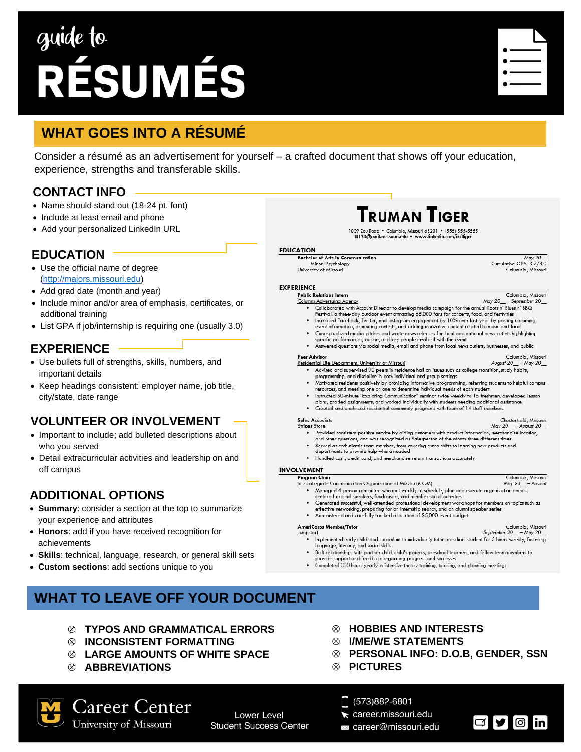# guide to RÉSUMÉS

## WHAT GOES INTO A RÉSUMÉ

Consider a résumé as an advertisement for yourself – a crafted document that shows off your education, experience, strengths and transferable skills.

### CONTACT INFO

- Name should stand out (18-24 pt. font)
- Include at least email and phone
- Add your personalized LinkedIn URL

### EDUCATION

- Use the official name of degree (http://majors.missouri.edu)
- Add grad date (month and year)
- Include minor and/or area of emphasis, certificates, or additional training
- List GPA if job/internship is requiring one (usually 3.0)

### EXPERIENCE

- Use bullets full of strengths, skills, numbers, and important details
- Keep headings consistent: employer name, job title, city/state, date range

### VOLUNTEER OR INVOLVEMENT

- Important to include; add bulleted descriptions about who you served
- Detail extracurricular activities and leadership on and off campus

### ADDITIONAL OPTIONS

- **Summary**: consider a section at the top to summarize your experience and attributes
- **Honors**: add if you have received recognition for achievements
- **Skills**: technical, language, research, or general skill sets
- **Custom sections**: add sections unique to you

---

**TRUMAN TIGER**

1839 Zou Road • Columbia, Missouri 65201 • (555) 555-5555
tt123@mail.missouri.edu • www.linkedin.com/in/ttiger

**EDUCATION**

**Bachelor of Arts in Communication** — May 20__
Minor: Psychology — Cumulative GPA: 3.7/4.0
University of Missouri — Columbia, Missouri

**EXPERIENCE**

**Public Relations Intern** — Columbia, Missouri
Columns Advertising Agency — May 20__ – September 20__
- Collaborated with Account Director to develop media campaign for the annual Roots n' Blues n' BBQ Festival, a three-day outdoor event attracting 65,000 fans for concerts, food, and festivities
- Increased Facebook, Twitter, and Instagram engagement by 10% over last year by posting upcoming event information, promoting contests, and adding innovative content related to music and food
- Conceptualized media pitches and wrote news releases for local and national news outlets highlighting specific performances, cuisine, and key people involved with the event
- Answered questions via social media, email and phone from local news outlets, businesses, and public

**Peer Advisor** — Columbia, Missouri
Residential Life Department, University of Missouri — August 20__ – May 20__
- Advised and supervised 90 peers in residence hall on issues such as college transition, study habits, programming, and discipline in both individual and group settings
- Motivated residents positively by providing informative programming, referring students to helpful campus resources, and meeting one on one to determine individual needs of each student
- Instructed 50-minute "Exploring Communication" seminar twice weekly to 15 freshmen, developed lesson plans, graded assignments, and worked individually with students needing additional assistance
- Created and enhanced residential community programs with team of 14 staff members

**Sales Associate** — Chesterfield, Missouri
Stripes Store — May 20__ – August 20__
- Provided consistent positive service by aiding customers with product information, merchandise location, and other questions, and was recognized as Salesperson of the Month three different times
- Served as enthusiastic team member, from covering extra shifts to learning new products and departments to provide help where needed
- Handled cash, credit card, and merchandise return transactions accurately

**INVOLVEMENT**

**Program Chair** — Columbia, Missouri
Intercollegiate Communication Organization of Mizzou (iCOM) — May 20__ – Present
- Managed 4-person committee who met weekly to schedule, plan and execute organization events centered around speakers, fundraisers, and member social activities
- Generated successful, well-attended professional development workshops for members on topics such as effective networking, preparing for an internship search, and an alumni speaker series
- Administered and carefully tracked allocation of $5,000 event budget

**AmeriCorps Member/Tutor** — Columbia, Missouri
Jumpstart — September 20__ – May 20__
- Implemented early childhood curriculum to individually tutor preschool student for 5 hours weekly, fostering language, literacy, and social skills
- Built relationships with partner child, child's parents, preschool teachers, and fellow team members to provide support and feedback regarding progress and successes
- Completed 300 hours yearly in intensive theory training, tutoring, and planning meetings

---

## WHAT TO LEAVE OFF YOUR DOCUMENT

- ⊗ **TYPOS AND GRAMMATICAL ERRORS**
- ⊗ **INCONSISTENT FORMATTING**
- ⊗ **LARGE AMOUNTS OF WHITE SPACE**
- ⊗ **ABBREVIATIONS**
- ⊗ **HOBBIES AND INTERESTS**
- ⊗ **I/ME/WE STATEMENTS**
- ⊗ **PERSONAL INFO: D.O.B, GENDER, SSN**
- ⊗ **PICTURES**

---

Career Center
University of Missouri

Lower Level
Student Success Center

(573)882-6801
career.missouri.edu
career@missouri.edu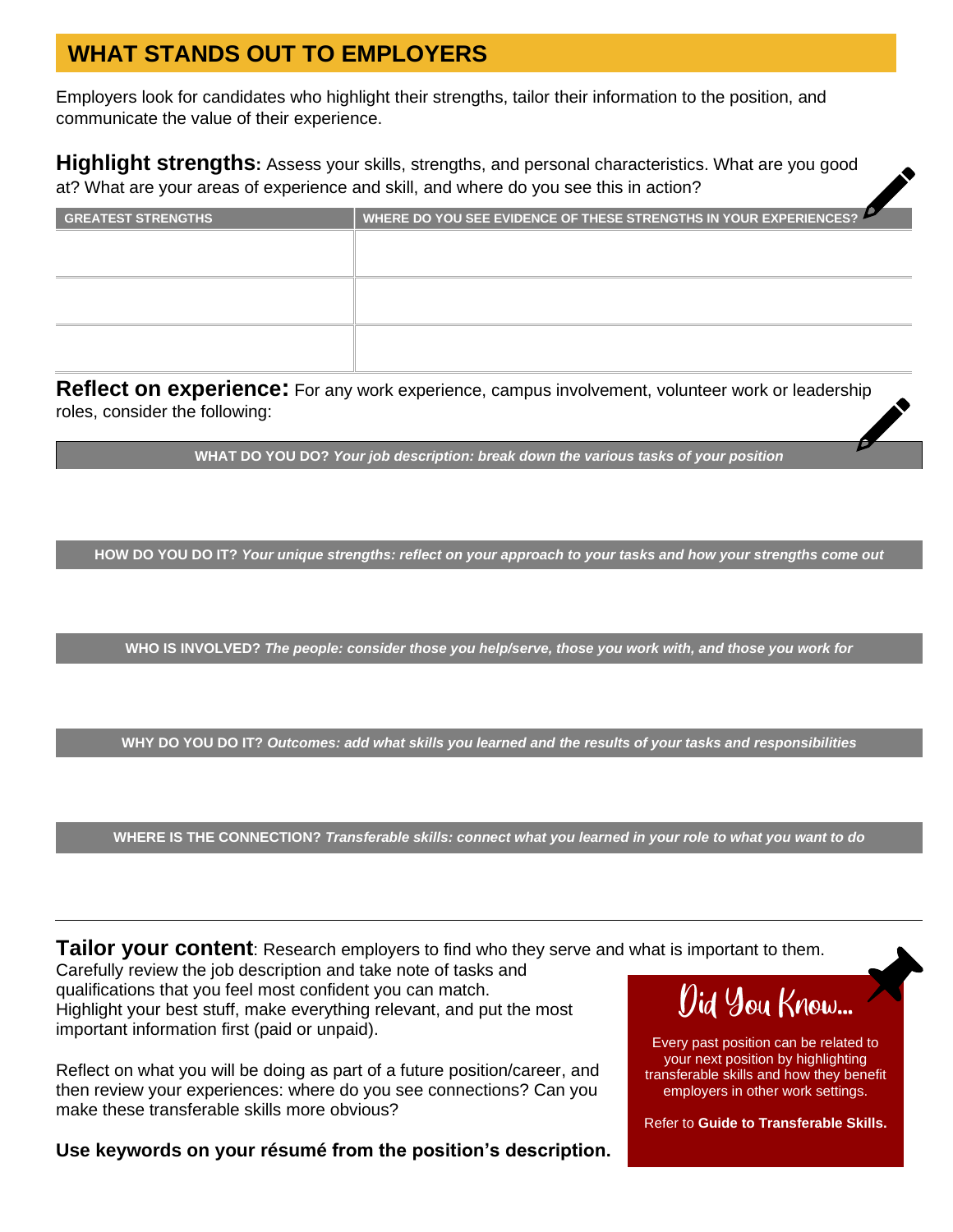## WHAT STANDS OUT TO EMPLOYERS

Employers look for candidates who highlight their strengths, tailor their information to the position, and communicate the value of their experience.

**Highlight strengths:** Assess your skills, strengths, and personal characteristics. What are you good at? What are your areas of experience and skill, and where do you see this in action?

| GREATEST STRENGTHS | WHERE DO YOU SEE EVIDENCE OF THESE STRENGTHS IN YOUR EXPERIENCES? |
|---|---|
| | |
| | |
| | |

**Reflect on experience:** For any work experience, campus involvement, volunteer work or leadership roles, consider the following:

**WHAT DO YOU DO?** ***Your job description: break down the various tasks of your position***

**HOW DO YOU DO IT?** ***Your unique strengths: reflect on your approach to your tasks and how your strengths come out***

**WHO IS INVOLVED?** ***The people: consider those you help/serve, those you work with, and those you work for***

**WHY DO YOU DO IT?** ***Outcomes: add what skills you learned and the results of your tasks and responsibilities***

**WHERE IS THE CONNECTION?** ***Transferable skills: connect what you learned in your role to what you want to do***

---

**Tailor your content**: Research employers to find who they serve and what is important to them. Carefully review the job description and take note of tasks and qualifications that you feel most confident you can match. Highlight your best stuff, make everything relevant, and put the most important information first (paid or unpaid).

Reflect on what you will be doing as part of a future position/career, and then review your experiences: where do you see connections? Can you make these transferable skills more obvious?

**Use keywords on your résumé from the position's description.**

### Did You Know...

Every past position can be related to your next position by highlighting transferable skills and how they benefit employers in other work settings.

Refer to **Guide to Transferable Skills.**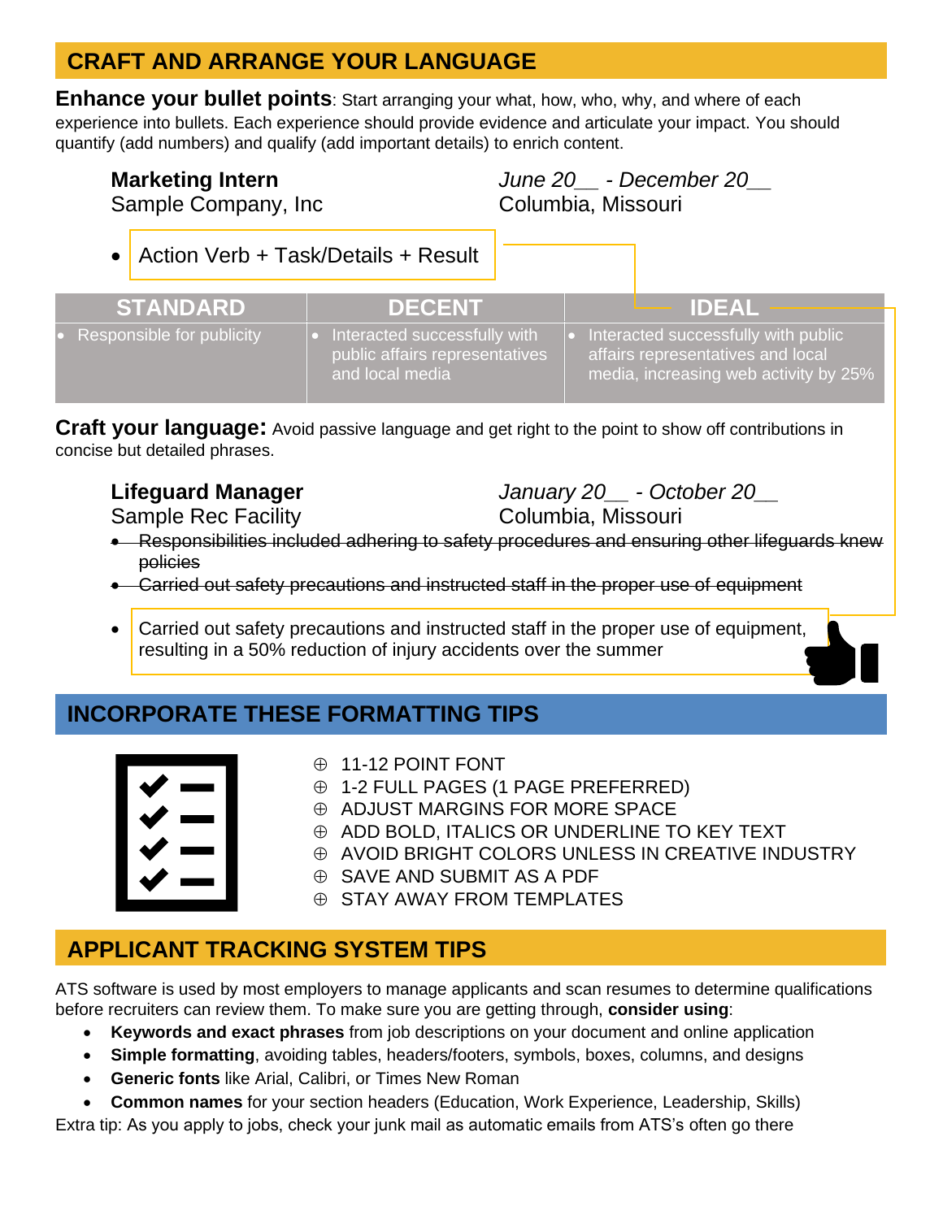## CRAFT AND ARRANGE YOUR LANGUAGE

**Enhance your bullet points**: Start arranging your what, how, who, why, and where of each experience into bullets. Each experience should provide evidence and articulate your impact. You should quantify (add numbers) and qualify (add important details) to enrich content.

**Marketing Intern** — *June 20__ - December 20__*
Sample Company, Inc — Columbia, Missouri

- Action Verb + Task/Details + Result

| STANDARD | DECENT | IDEAL |
|---|---|---|
| • Responsible for publicity | • Interacted successfully with public affairs representatives and local media | • Interacted successfully with public affairs representatives and local media, increasing web activity by 25% |

**Craft your language:** Avoid passive language and get right to the point to show off contributions in concise but detailed phrases.

**Lifeguard Manager** — *January 20__ - October 20__*
Sample Rec Facility — Columbia, Missouri

- ~~Responsibilities included adhering to safety procedures and ensuring other lifeguards knew policies~~
- ~~Carried out safety precautions and instructed staff in the proper use of equipment~~
- Carried out safety precautions and instructed staff in the proper use of equipment, resulting in a 50% reduction of injury accidents over the summer

## INCORPORATE THESE FORMATTING TIPS

- 11-12 POINT FONT
- 1-2 FULL PAGES (1 PAGE PREFERRED)
- ADJUST MARGINS FOR MORE SPACE
- ADD BOLD, ITALICS OR UNDERLINE TO KEY TEXT
- AVOID BRIGHT COLORS UNLESS IN CREATIVE INDUSTRY
- SAVE AND SUBMIT AS A PDF
- STAY AWAY FROM TEMPLATES

## APPLICANT TRACKING SYSTEM TIPS

ATS software is used by most employers to manage applicants and scan resumes to determine qualifications before recruiters can review them. To make sure you are getting through, **consider using**:

- **Keywords and exact phrases** from job descriptions on your document and online application
- **Simple formatting**, avoiding tables, headers/footers, symbols, boxes, columns, and designs
- **Generic fonts** like Arial, Calibri, or Times New Roman
- **Common names** for your section headers (Education, Work Experience, Leadership, Skills)

Extra tip: As you apply to jobs, check your junk mail as automatic emails from ATS's often go there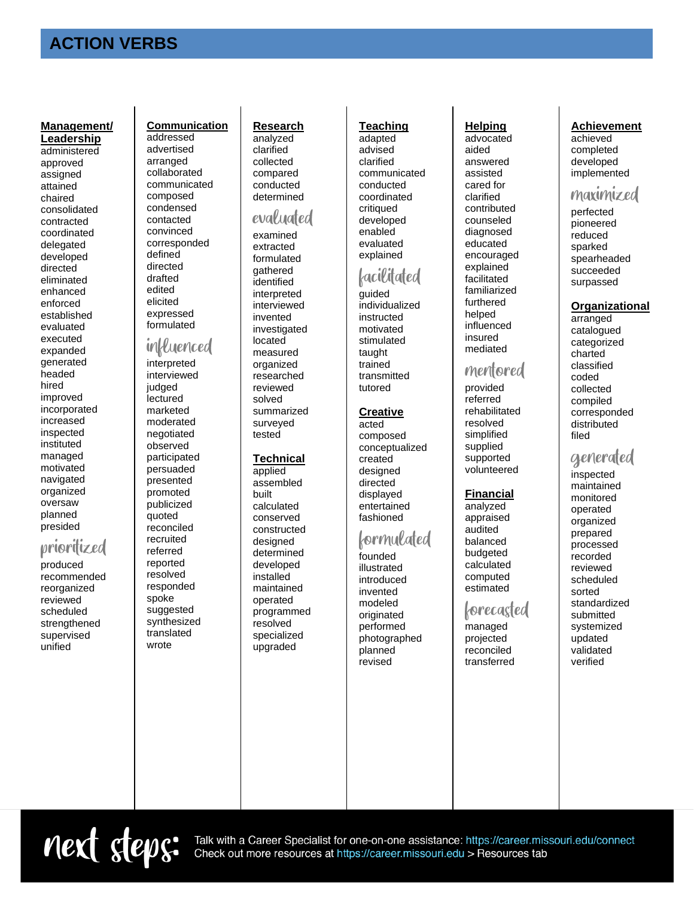# ACTION VERBS

### Management/ Leadership

administered
approved
assigned
attained
chaired
consolidated
contracted
coordinated
delegated
developed
directed
eliminated
enhanced
enforced
established
evaluated
executed
expanded
generated
headed
hired
improved
incorporated
increased
inspected
instituted
managed
motivated
navigated
organized
oversaw
planned
presided
prioritized
produced
recommended
reorganized
reviewed
scheduled
strengthened
supervised
unified

### Communication

addressed
advertised
arranged
collaborated
communicated
composed
condensed
contacted
convinced
corresponded
defined
directed
drafted
edited
elicited
expressed
formulated
influenced
interpreted
interviewed
judged
lectured
marketed
moderated
negotiated
observed
participated
persuaded
presented
promoted
publicized
quoted
reconciled
recruited
referred
reported
resolved
responded
spoke
suggested
synthesized
translated
wrote

### Research

analyzed
clarified
collected
compared
conducted
determined
evaluated
examined
extracted
formulated
gathered
identified
interpreted
interviewed
invented
investigated
located
measured
organized
researched
reviewed
solved
summarized
surveyed
tested

### Technical

applied
assembled
built
calculated
conserved
constructed
designed
determined
developed
installed
maintained
operated
programmed
resolved
specialized
upgraded

### Teaching

adapted
advised
clarified
communicated
conducted
coordinated
critiqued
developed
enabled
evaluated
explained
facilitated
guided
individualized
instructed
motivated
stimulated
taught
trained
transmitted
tutored

### Creative

acted
composed
conceptualized
created
designed
directed
displayed
entertained
fashioned
formulated
founded
illustrated
introduced
invented
modeled
originated
performed
photographed
planned
revised

### Helping

advocated
aided
answered
assisted
cared for
clarified
contributed
counseled
diagnosed
educated
encouraged
explained
facilitated
familiarized
furthered
helped
influenced
insured
mediated
mentored
provided
referred
rehabilitated
resolved
simplified
supplied
supported
volunteered

### Financial

analyzed
appraised
audited
balanced
budgeted
calculated
computed
estimated
forecasted
managed
projected
reconciled
transferred

### Achievement

achieved
completed
developed
implemented
maximized
perfected
pioneered
reduced
sparked
spearheaded
succeeded
surpassed

### Organizational

arranged
catalogued
categorized
charted
classified
coded
collected
compiled
corresponded
distributed
filed
generated
inspected
maintained
monitored
operated
organized
prepared
processed
recorded
reviewed
scheduled
sorted
standardized
submitted
systemized
updated
validated
verified

**next steps:**
Talk with a Career Specialist for one-on-one assistance: https://career.missouri.edu/connect
Check out more resources at https://career.missouri.edu > Resources tab